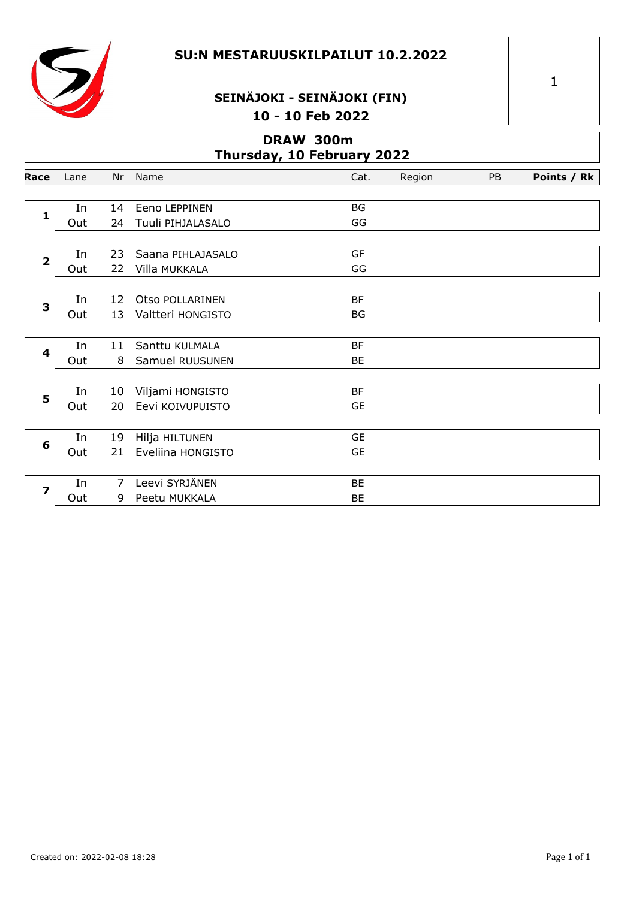# SU:N MESTARUUSKILPAILUT 10.2.2022

## SEINÄJOKI - SEINÄJOKI (FIN)

## 10 - 10 Feb 2022

## DRAW 300m
## Thursday, 10 February 2022

| Race | Lane | Nr | Name | Cat. | Region | PB | Points / Rk |
|---|---|---|---|---|---|---|---|
| 1 | In | 14 | Eeno LEPPINEN | BG | | | |
| | Out | 24 | Tuuli PIHJALASALO | GG | | | |
| 2 | In | 23 | Saana PIHLAJASALO | GF | | | |
| | Out | 22 | Villa MUKKALA | GG | | | |
| 3 | In | 12 | Otso POLLARINEN | BF | | | |
| | Out | 13 | Valtteri HONGISTO | BG | | | |
| 4 | In | 11 | Santtu KULMALA | BF | | | |
| | Out | 8 | Samuel RUUSUNEN | BE | | | |
| 5 | In | 10 | Viljami HONGISTO | BF | | | |
| | Out | 20 | Eevi KOIVUPUISTO | GE | | | |
| 6 | In | 19 | Hilja HILTUNEN | GE | | | |
| | Out | 21 | Eveliina HONGISTO | GE | | | |
| 7 | In | 7 | Leevi SYRJÄNEN | BE | | | |
| | Out | 9 | Peetu MUKKALA | BE | | | |

Created on: 2022-02-08 18:28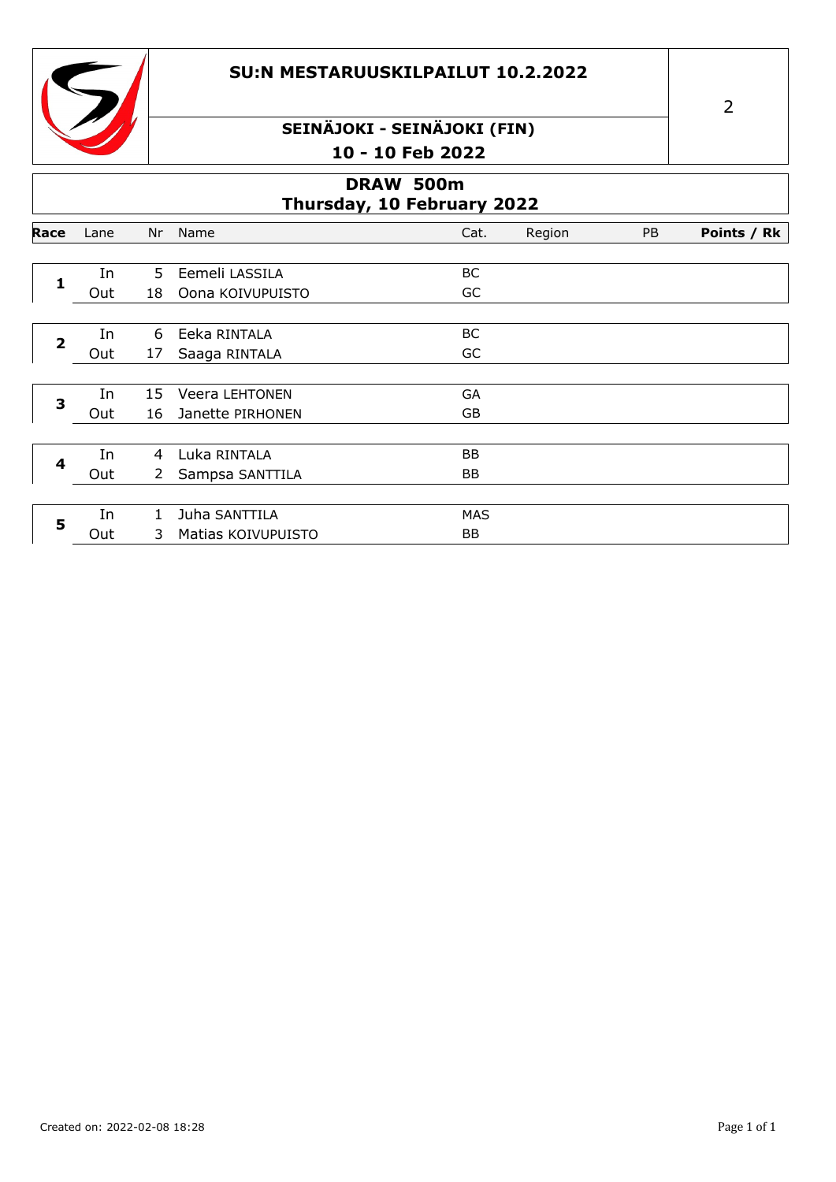# SU:N MESTARUUSKILPAILUT 10.2.2022

## SEINÄJOKI - SEINÄJOKI (FIN)

## 10 - 10 Feb 2022

## DRAW 500m
### Thursday, 10 February 2022

| Race | Lane | Nr | Name | Cat. | Region | PB | Points / Rk |
|---|---|---|---|---|---|---|---|
| 1 | In | 5 | Eemeli LASSILA | BC | | | |
| | Out | 18 | Oona KOIVUPUISTO | GC | | | |
| 2 | In | 6 | Eeka RINTALA | BC | | | |
| | Out | 17 | Saaga RINTALA | GC | | | |
| 3 | In | 15 | Veera LEHTONEN | GA | | | |
| | Out | 16 | Janette PIRHONEN | GB | | | |
| 4 | In | 4 | Luka RINTALA | BB | | | |
| | Out | 2 | Sampsa SANTTILA | BB | | | |
| 5 | In | 1 | Juha SANTTILA | MAS | | | |
| | Out | 3 | Matias KOIVUPUISTO | BB | | | |

Created on: 2022-02-08 18:28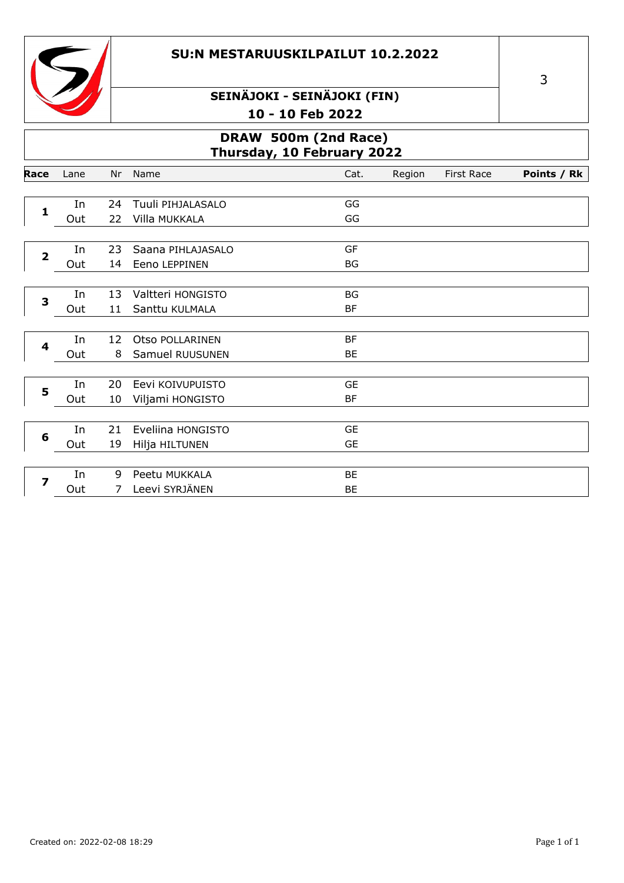# SU:N MESTARUUSKILPAILUT 10.2.2022

## SEINÄJOKI - SEINÄJOKI (FIN)

### 10 - 10 Feb 2022

## DRAW 500m (2nd Race)
### Thursday, 10 February 2022

| Race | Lane | Nr | Name | Cat. | Region | First Race | Points / Rk |
|---|---|---|---|---|---|---|---|
| **1** | In | 24 | Tuuli PIHJALASALO | GG | | | |
| | Out | 22 | Villa MUKKALA | GG | | | |
| **2** | In | 23 | Saana PIHLAJASALO | GF | | | |
| | Out | 14 | Eeno LEPPINEN | BG | | | |
| **3** | In | 13 | Valtteri HONGISTO | BG | | | |
| | Out | 11 | Santtu KULMALA | BF | | | |
| **4** | In | 12 | Otso POLLARINEN | BF | | | |
| | Out | 8 | Samuel RUUSUNEN | BE | | | |
| **5** | In | 20 | Eevi KOIVUPUISTO | GE | | | |
| | Out | 10 | Viljami HONGISTO | BF | | | |
| **6** | In | 21 | Eveliina HONGISTO | GE | | | |
| | Out | 19 | Hilja HILTUNEN | GE | | | |
| **7** | In | 9 | Peetu MUKKALA | BE | | | |
| | Out | 7 | Leevi SYRJÄNEN | BE | | | |

Created on: 2022-02-08 18:29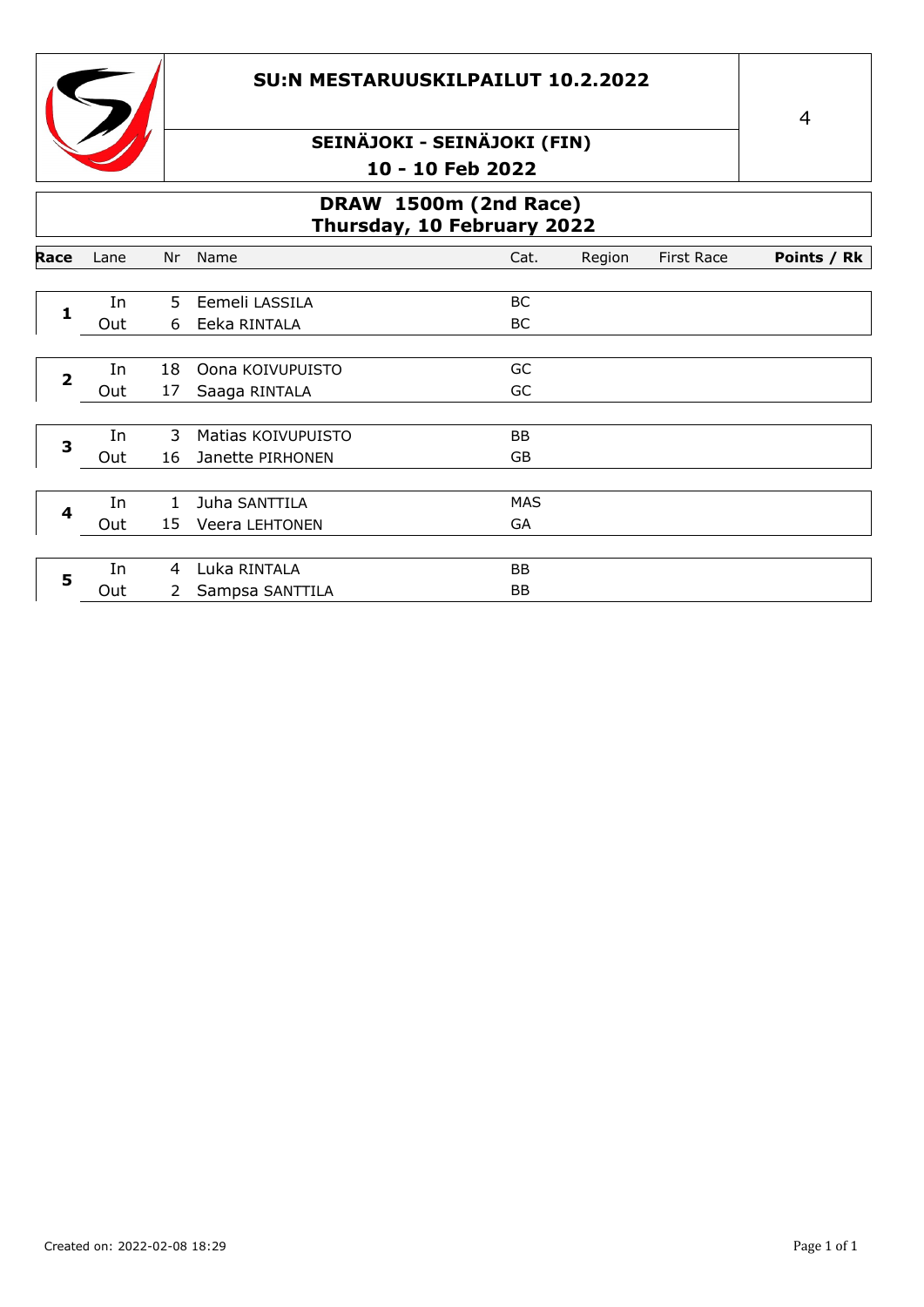# SU:N MESTARUUSKILPAILUT 10.2.2022

## SEINÄJOKI - SEINÄJOKI (FIN)

## 10 - 10 Feb 2022

## DRAW 1500m (2nd Race)
### Thursday, 10 February 2022

| Race | Lane | Nr | Name | Cat. | Region | First Race | Points / Rk |
|---|---|---|---|---|---|---|---|
| 1 | In | 5 | Eemeli LASSILA | BC | | | |
| | Out | 6 | Eeka RINTALA | BC | | | |
| 2 | In | 18 | Oona KOIVUPUISTO | GC | | | |
| | Out | 17 | Saaga RINTALA | GC | | | |
| 3 | In | 3 | Matias KOIVUPUISTO | BB | | | |
| | Out | 16 | Janette PIRHONEN | GB | | | |
| 4 | In | 1 | Juha SANTTILA | MAS | | | |
| | Out | 15 | Veera LEHTONEN | GA | | | |
| 5 | In | 4 | Luka RINTALA | BB | | | |
| | Out | 2 | Sampsa SANTTILA | BB | | | |

Created on: 2022-02-08 18:29